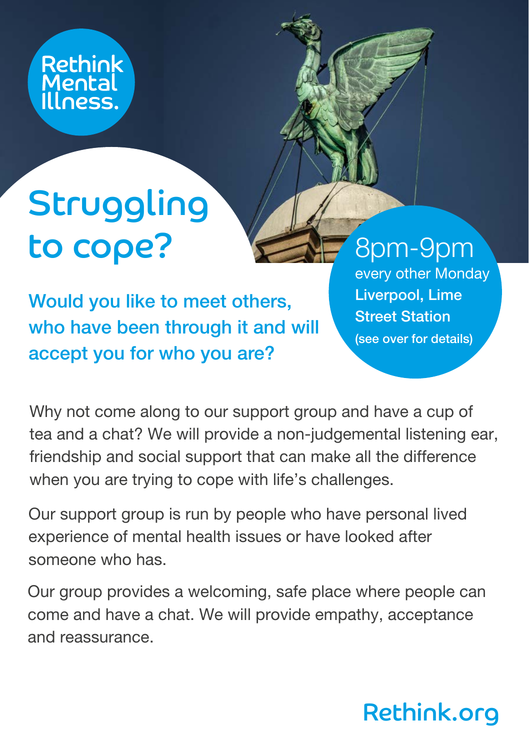Rethink Mental Illness.

# Struggling to cope?

8pm-9pm
every other Monday
**Liverpool, Lime Street Station**
**(see over for details)**

## Would you like to meet others, who have been through it and will accept you for who you are?

Why not come along to our support group and have a cup of tea and a chat? We will provide a non-judgemental listening ear, friendship and social support that can make all the difference when you are trying to cope with life's challenges.

Our support group is run by people who have personal lived experience of mental health issues or have looked after someone who has.

Our group provides a welcoming, safe place where people can come and have a chat. We will provide empathy, acceptance and reassurance.

Rethink.org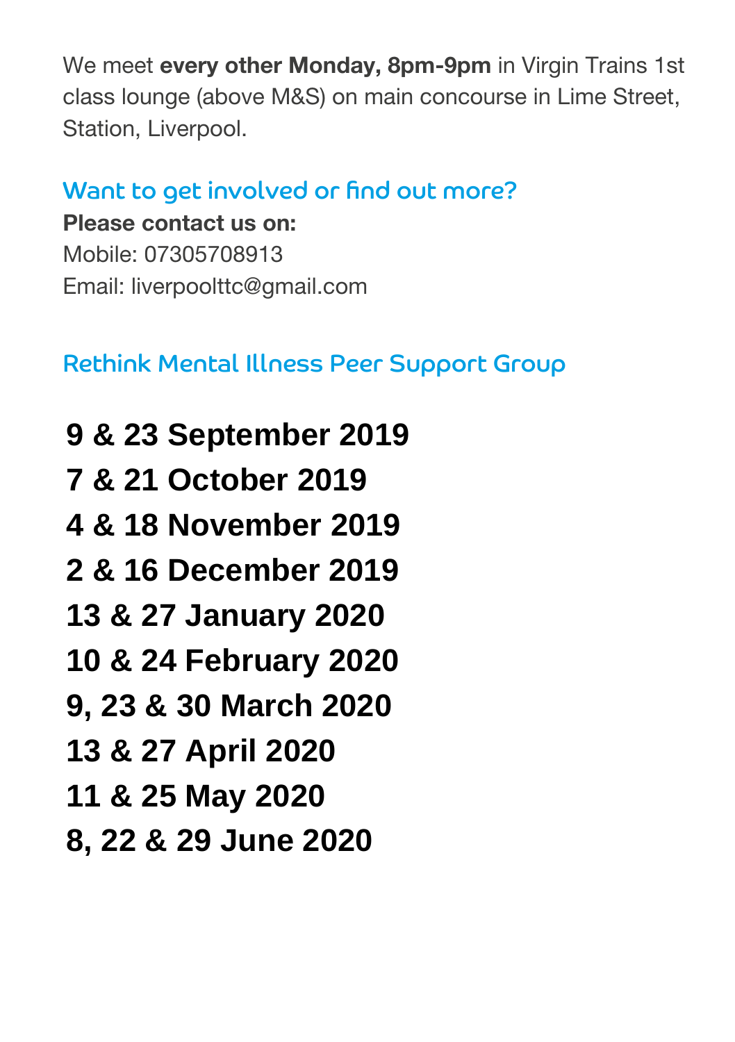We meet **every other Monday, 8pm-9pm** in Virgin Trains 1st class lounge (above M&S) on main concourse in Lime Street, Station, Liverpool.

## Want to get involved or find out more?

**Please contact us on:**
Mobile: 07305708913
Email: liverpoolttc@gmail.com

## Rethink Mental Illness Peer Support Group

**9 & 23 September 2019**
**7 & 21 October 2019**
**4 & 18 November 2019**
**2 & 16 December 2019**
**13 & 27 January 2020**
**10 & 24 February 2020**
**9, 23 & 30 March 2020**
**13 & 27 April 2020**
**11 & 25 May 2020**
**8, 22 & 29 June 2020**